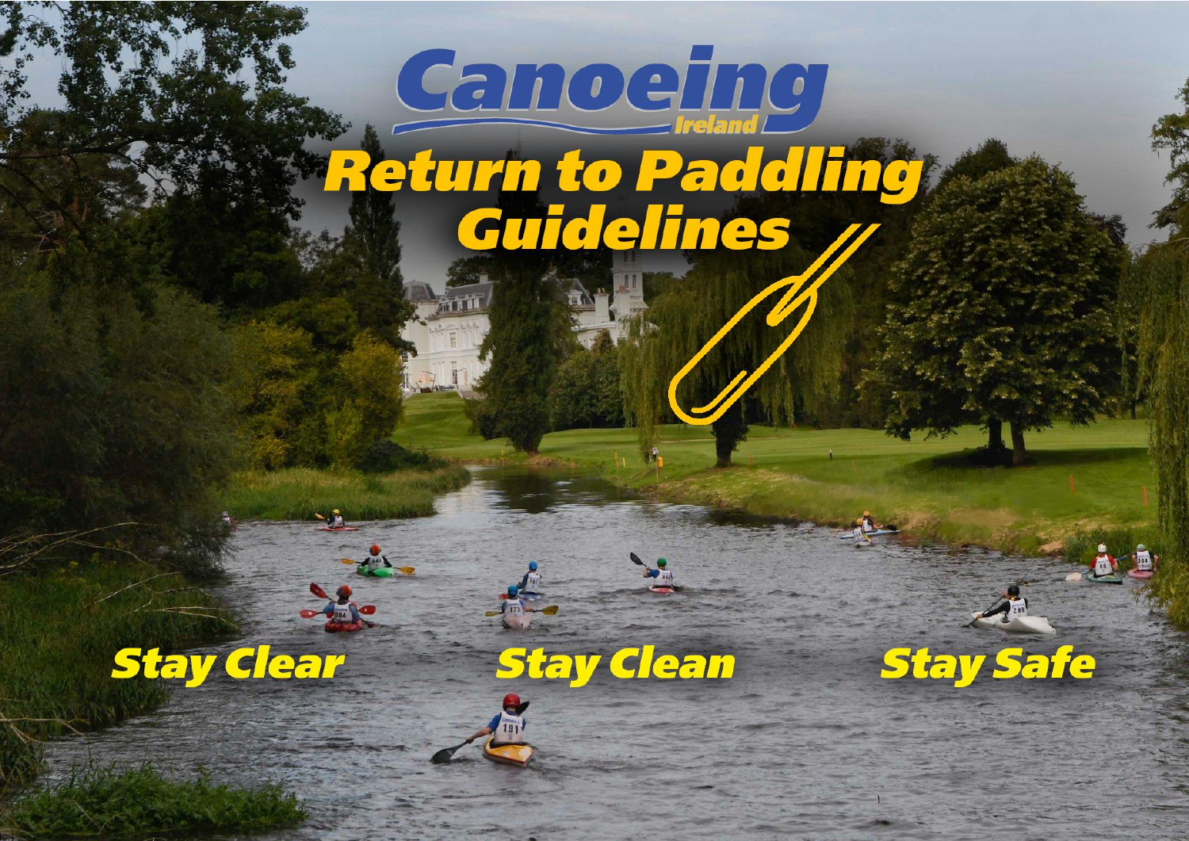# Canoeing Ireland

# Return to Paddling Guidelines

**Stay Clear** **Stay Clean** **Stay Safe**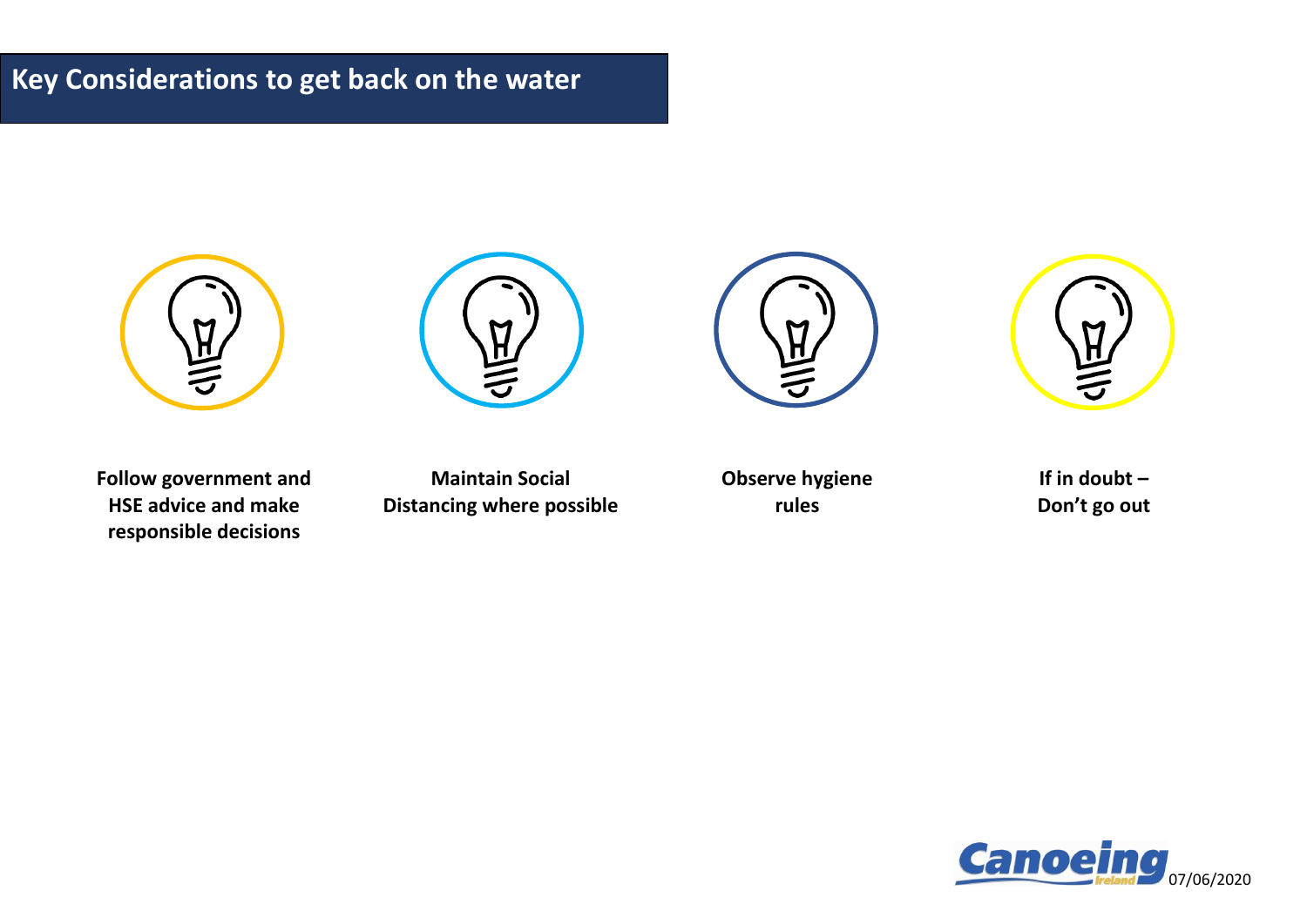# Key Considerations to get back on the water

**Follow government and HSE advice and make responsible decisions**

**Maintain Social Distancing where possible**

**Observe hygiene rules**

**If in doubt – Don't go out**

07/06/2020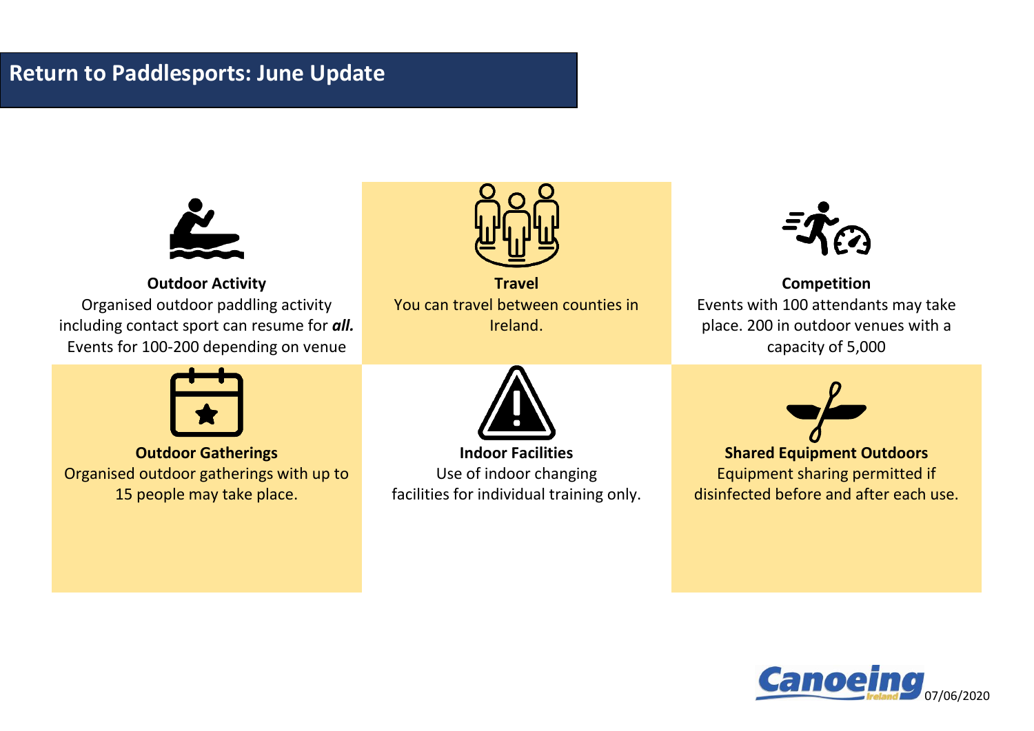# Return to Paddlesports: June Update

**Outdoor Activity**
Organised outdoor paddling activity including contact sport can resume for ***all.*** Events for 100-200 depending on venue

**Travel**
You can travel between counties in Ireland.

**Competition**
Events with 100 attendants may take place. 200 in outdoor venues with a capacity of 5,000

**Outdoor Gatherings**
Organised outdoor gatherings with up to 15 people may take place.

**Indoor Facilities**
Use of indoor changing facilities for individual training only.

**Shared Equipment Outdoors**
Equipment sharing permitted if disinfected before and after each use.

Canoeing Ireland 07/06/2020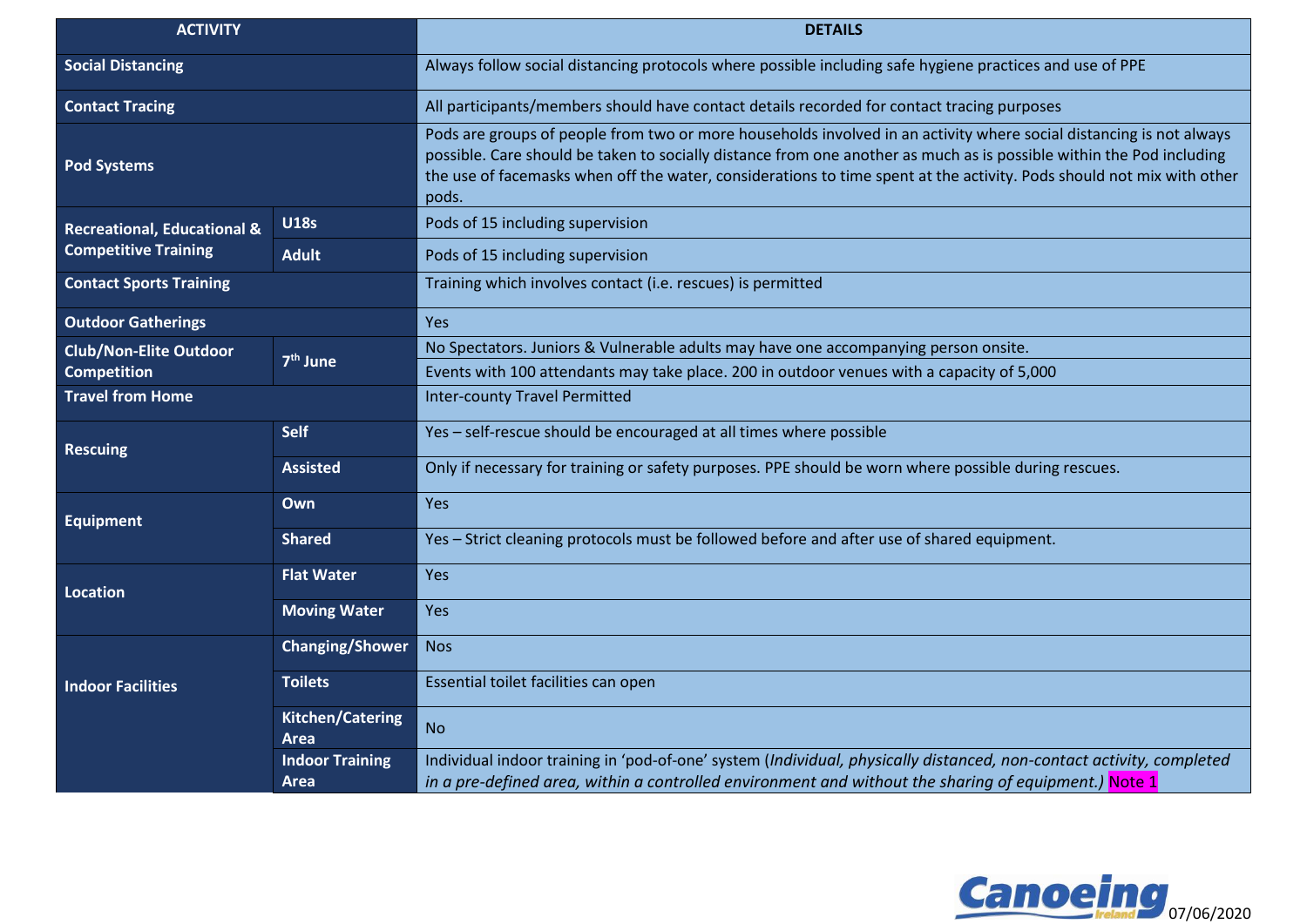| ACTIVITY | | DETAILS |
|---|---|---|
| Social Distancing | | Always follow social distancing protocols where possible including safe hygiene practices and use of PPE |
| Contact Tracing | | All participants/members should have contact details recorded for contact tracing purposes |
| Pod Systems | | Pods are groups of people from two or more households involved in an activity where social distancing is not always possible. Care should be taken to socially distance from one another as much as is possible within the Pod including the use of facemasks when off the water, considerations to time spent at the activity. Pods should not mix with other pods. |
| Recreational, Educational & Competitive Training | U18s | Pods of 15 including supervision |
| | Adult | Pods of 15 including supervision |
| Contact Sports Training | | Training which involves contact (i.e. rescues) is permitted |
| Outdoor Gatherings | | Yes |
| Club/Non-Elite Outdoor Competition | 7th June | No Spectators. Juniors & Vulnerable adults may have one accompanying person onsite. |
| | | Events with 100 attendants may take place. 200 in outdoor venues with a capacity of 5,000 |
| Travel from Home | | Inter-county Travel Permitted |
| Rescuing | Self | Yes – self-rescue should be encouraged at all times where possible |
| | Assisted | Only if necessary for training or safety purposes. PPE should be worn where possible during rescues. |
| Equipment | Own | Yes |
| | Shared | Yes – Strict cleaning protocols must be followed before and after use of shared equipment. |
| Location | Flat Water | Yes |
| | Moving Water | Yes |
| Indoor Facilities | Changing/Shower | Nos |
| | Toilets | Essential toilet facilities can open |
| | Kitchen/Catering Area | No |
| | Indoor Training Area | Individual indoor training in 'pod-of-one' system (*Individual, physically distanced, non-contact activity, completed in a pre-defined area, within a controlled environment and without the sharing of equipment.)* Note 1 |

Canoeing Ireland 07/06/2020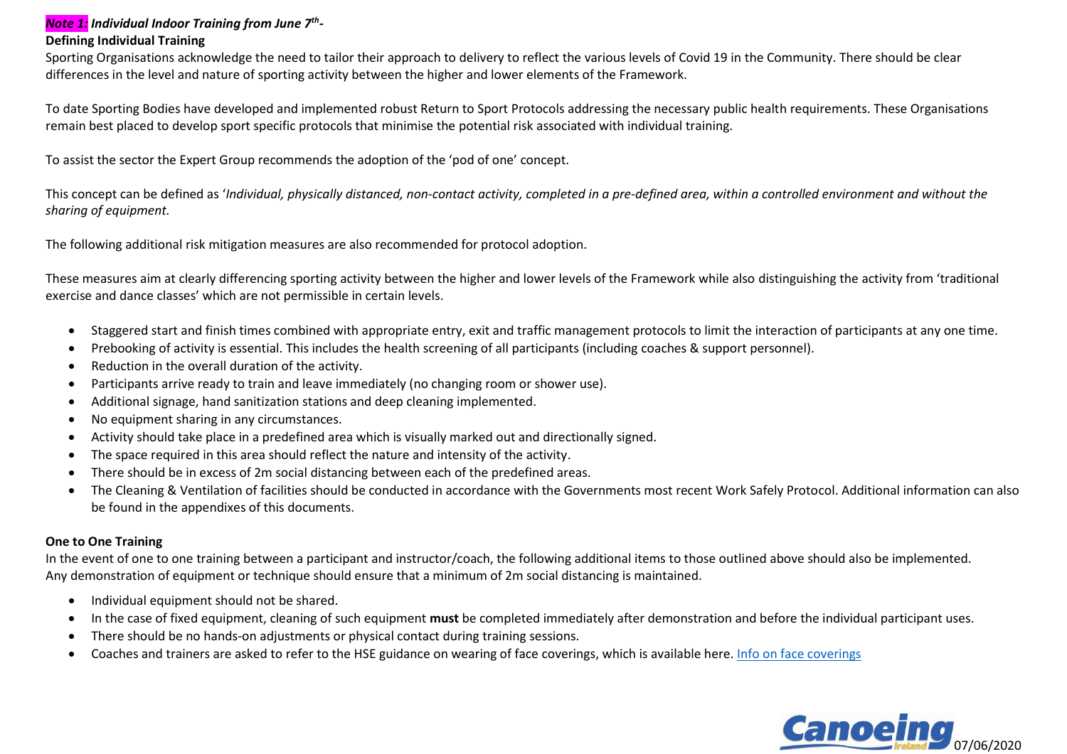***Note 1:* Individual Indoor Training from June 7th-**

**Defining Individual Training**

Sporting Organisations acknowledge the need to tailor their approach to delivery to reflect the various levels of Covid 19 in the Community. There should be clear differences in the level and nature of sporting activity between the higher and lower elements of the Framework.

To date Sporting Bodies have developed and implemented robust Return to Sport Protocols addressing the necessary public health requirements. These Organisations remain best placed to develop sport specific protocols that minimise the potential risk associated with individual training.

To assist the sector the Expert Group recommends the adoption of the 'pod of one' concept.

This concept can be defined as '*Individual, physically distanced, non-contact activity, completed in a pre-defined area, within a controlled environment and without the sharing of equipment.*

The following additional risk mitigation measures are also recommended for protocol adoption.

These measures aim at clearly differencing sporting activity between the higher and lower levels of the Framework while also distinguishing the activity from 'traditional exercise and dance classes' which are not permissible in certain levels.

- Staggered start and finish times combined with appropriate entry, exit and traffic management protocols to limit the interaction of participants at any one time.
- Prebooking of activity is essential. This includes the health screening of all participants (including coaches & support personnel).
- Reduction in the overall duration of the activity.
- Participants arrive ready to train and leave immediately (no changing room or shower use).
- Additional signage, hand sanitization stations and deep cleaning implemented.
- No equipment sharing in any circumstances.
- Activity should take place in a predefined area which is visually marked out and directionally signed.
- The space required in this area should reflect the nature and intensity of the activity.
- There should be in excess of 2m social distancing between each of the predefined areas.
- The Cleaning & Ventilation of facilities should be conducted in accordance with the Governments most recent Work Safely Protocol. Additional information can also be found in the appendixes of this documents.

**One to One Training**

In the event of one to one training between a participant and instructor/coach, the following additional items to those outlined above should also be implemented. Any demonstration of equipment or technique should ensure that a minimum of 2m social distancing is maintained.

- Individual equipment should not be shared.
- In the case of fixed equipment, cleaning of such equipment **must** be completed immediately after demonstration and before the individual participant uses.
- There should be no hands-on adjustments or physical contact during training sessions.
- Coaches and trainers are asked to refer to the HSE guidance on wearing of face coverings, which is available here. Info on face coverings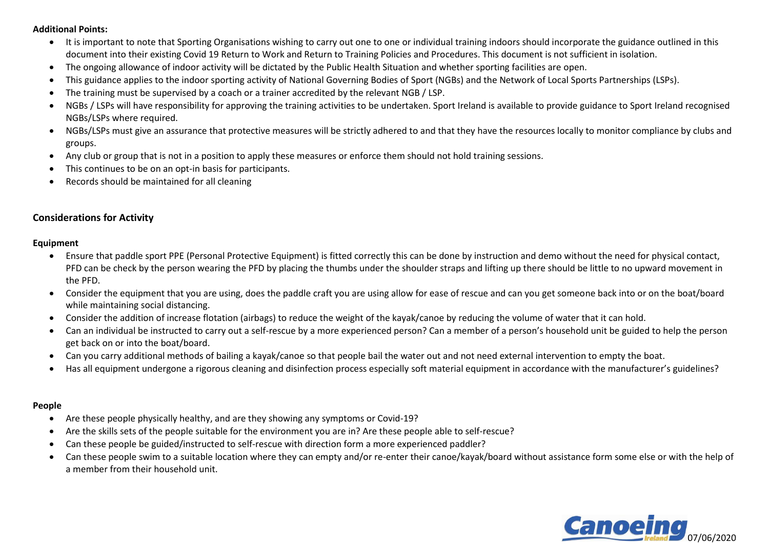**Additional Points:**

- It is important to note that Sporting Organisations wishing to carry out one to one or individual training indoors should incorporate the guidance outlined in this document into their existing Covid 19 Return to Work and Return to Training Policies and Procedures. This document is not sufficient in isolation.
- The ongoing allowance of indoor activity will be dictated by the Public Health Situation and whether sporting facilities are open.
- This guidance applies to the indoor sporting activity of National Governing Bodies of Sport (NGBs) and the Network of Local Sports Partnerships (LSPs).
- The training must be supervised by a coach or a trainer accredited by the relevant NGB / LSP.
- NGBs / LSPs will have responsibility for approving the training activities to be undertaken. Sport Ireland is available to provide guidance to Sport Ireland recognised NGBs/LSPs where required.
- NGBs/LSPs must give an assurance that protective measures will be strictly adhered to and that they have the resources locally to monitor compliance by clubs and groups.
- Any club or group that is not in a position to apply these measures or enforce them should not hold training sessions.
- This continues to be on an opt-in basis for participants.
- Records should be maintained for all cleaning

## Considerations for Activity

**Equipment**

- Ensure that paddle sport PPE (Personal Protective Equipment) is fitted correctly this can be done by instruction and demo without the need for physical contact, PFD can be check by the person wearing the PFD by placing the thumbs under the shoulder straps and lifting up there should be little to no upward movement in the PFD.
- Consider the equipment that you are using, does the paddle craft you are using allow for ease of rescue and can you get someone back into or on the boat/board while maintaining social distancing.
- Consider the addition of increase flotation (airbags) to reduce the weight of the kayak/canoe by reducing the volume of water that it can hold.
- Can an individual be instructed to carry out a self-rescue by a more experienced person? Can a member of a person's household unit be guided to help the person get back on or into the boat/board.
- Can you carry additional methods of bailing a kayak/canoe so that people bail the water out and not need external intervention to empty the boat.
- Has all equipment undergone a rigorous cleaning and disinfection process especially soft material equipment in accordance with the manufacturer's guidelines?

**People**

- Are these people physically healthy, and are they showing any symptoms or Covid-19?
- Are the skills sets of the people suitable for the environment you are in? Are these people able to self-rescue?
- Can these people be guided/instructed to self-rescue with direction form a more experienced paddler?
- Can these people swim to a suitable location where they can empty and/or re-enter their canoe/kayak/board without assistance form some else or with the help of a member from their household unit.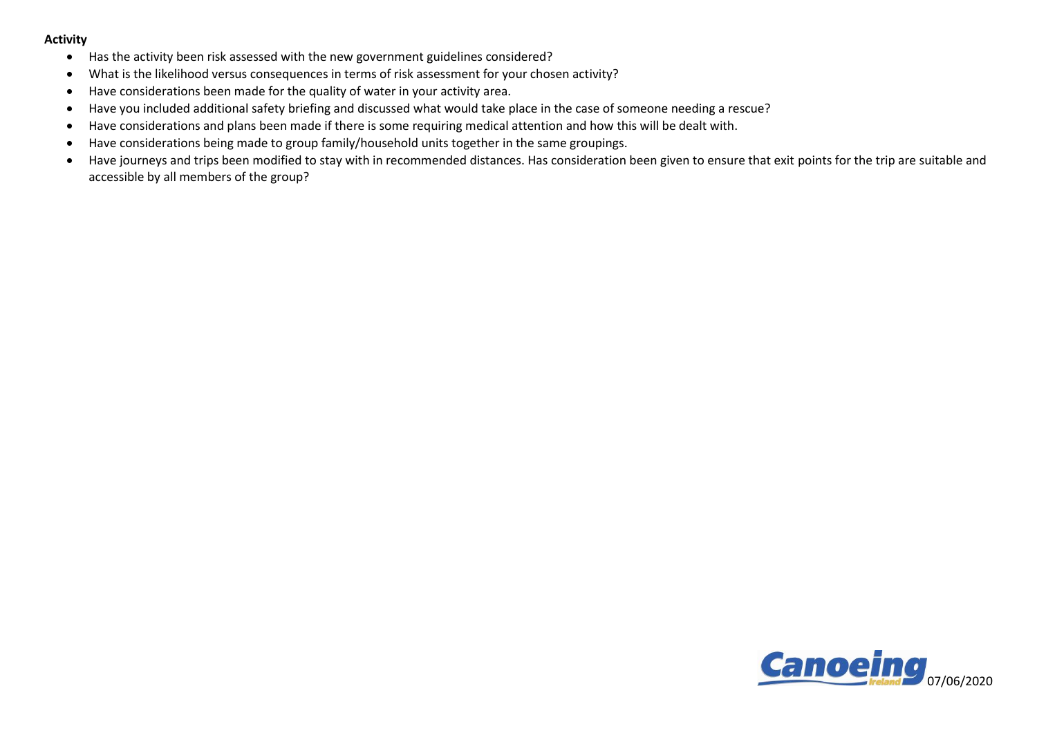**Activity**

- Has the activity been risk assessed with the new government guidelines considered?
- What is the likelihood versus consequences in terms of risk assessment for your chosen activity?
- Have considerations been made for the quality of water in your activity area.
- Have you included additional safety briefing and discussed what would take place in the case of someone needing a rescue?
- Have considerations and plans been made if there is some requiring medical attention and how this will be dealt with.
- Have considerations being made to group family/household units together in the same groupings.
- Have journeys and trips been modified to stay with in recommended distances. Has consideration been given to ensure that exit points for the trip are suitable and accessible by all members of the group?